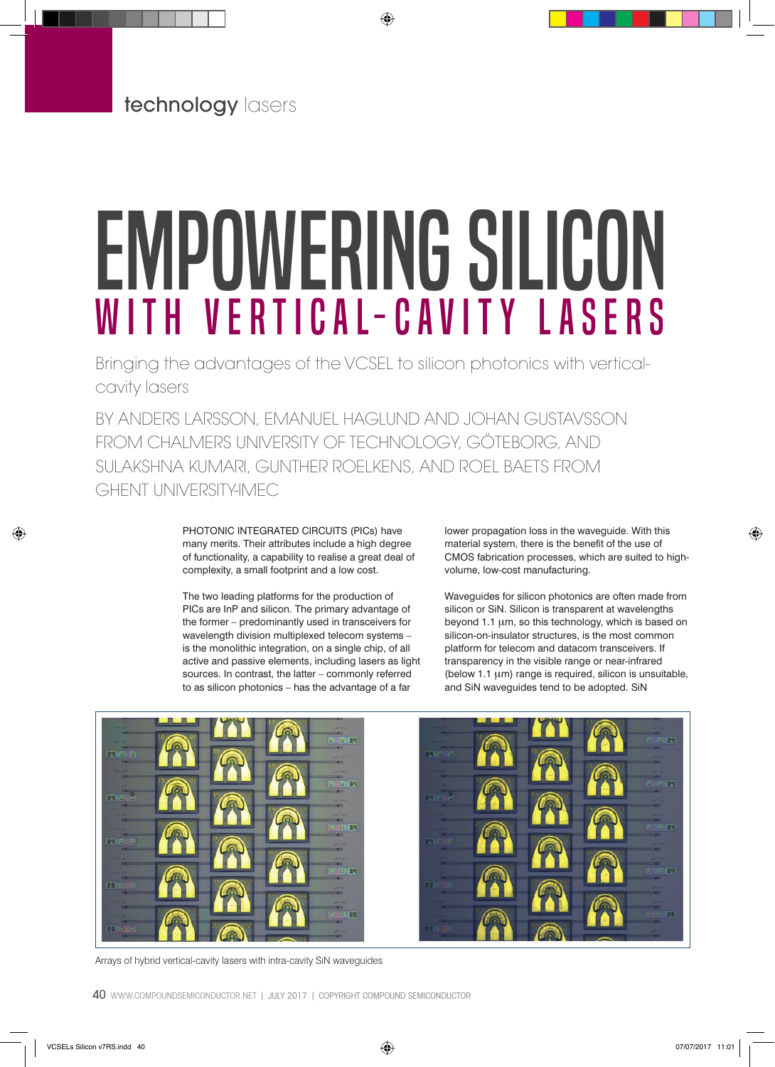# EMPOWERING SILICON WITH VERTICAL-CAVITY LASERS

Bringing the advantages of the VCSEL to silicon photonics with vertical-cavity lasers

BY ANDERS LARSSON, EMANUEL HAGLUND AND JOHAN GUSTAVSSON FROM CHALMERS UNIVERSITY OF TECHNOLOGY, GÖTEBORG, AND SULAKSHNA KUMARI, GUNTHER ROELKENS, AND ROEL BAETS FROM GHENT UNIVERSITY-IMEC

PHOTONIC INTEGRATED CIRCUITS (PICs) have many merits. Their attributes include a high degree of functionality, a capability to realise a great deal of complexity, a small footprint and a low cost.

The two leading platforms for the production of PICs are InP and silicon. The primary advantage of the former – predominantly used in transceivers for wavelength division multiplexed telecom systems – is the monolithic integration, on a single chip, of all active and passive elements, including lasers as light sources. In contrast, the latter – commonly referred to as silicon photonics – has the advantage of a far lower propagation loss in the waveguide. With this material system, there is the benefit of the use of CMOS fabrication processes, which are suited to high-volume, low-cost manufacturing.

Waveguides for silicon photonics are often made from silicon or SiN. Silicon is transparent at wavelengths beyond 1.1 μm, so this technology, which is based on silicon-on-insulator structures, is the most common platform for telecom and datacom transceivers. If transparency in the visible range or near-infrared (below 1.1 μm) range is required, silicon is unsuitable, and SiN waveguides tend to be adopted. SiN

Arrays of hybrid vertical-cavity lasers with intra-cavity SiN waveguides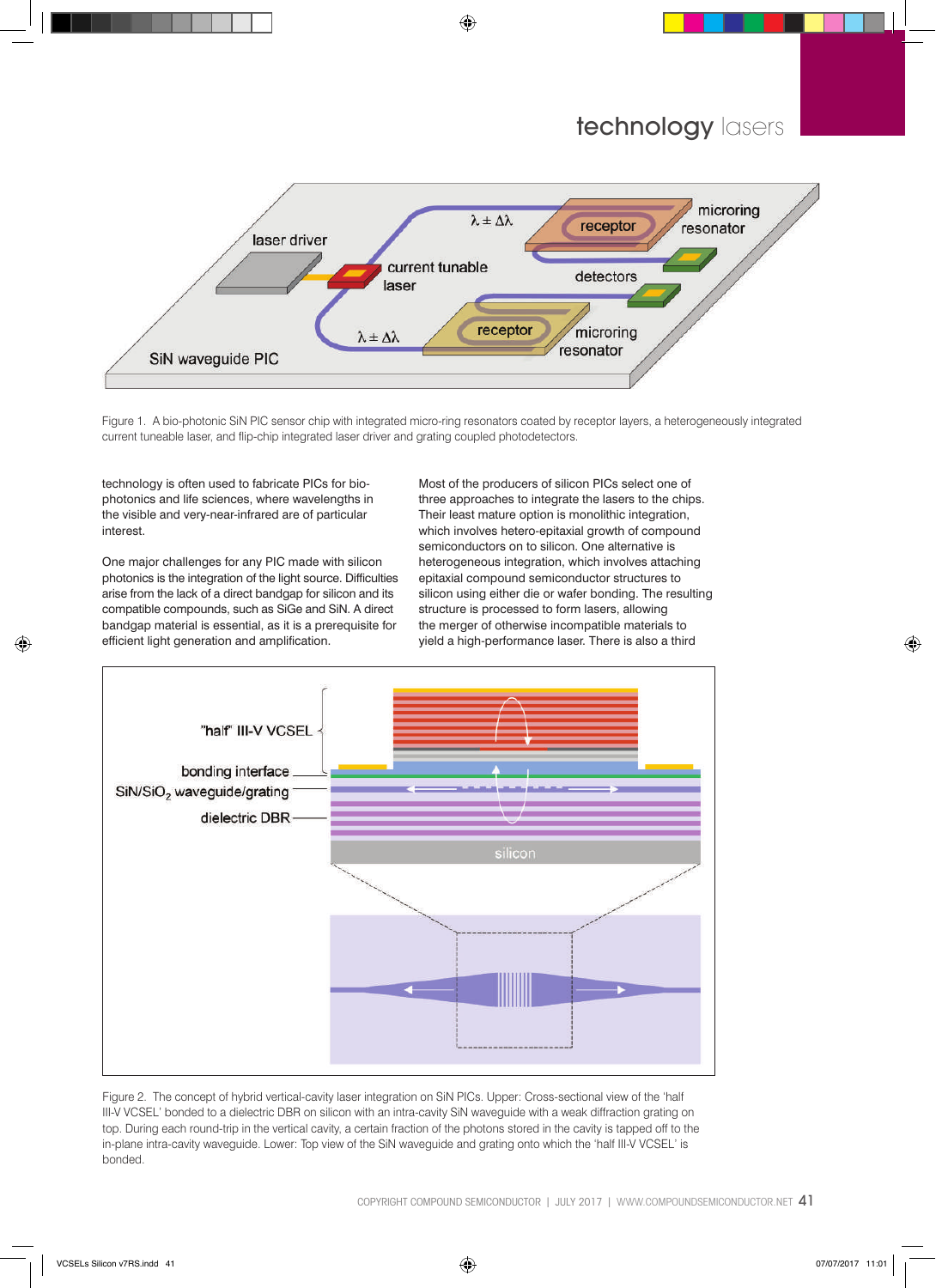Figure 1. A bio-photonic SiN PIC sensor chip with integrated micro-ring resonators coated by receptor layers, a heterogeneously integrated current tuneable laser, and flip-chip integrated laser driver and grating coupled photodetectors.

technology is often used to fabricate PICs for bio-photonics and life sciences, where wavelengths in the visible and very-near-infrared are of particular interest.

One major challenges for any PIC made with silicon photonics is the integration of the light source. Difficulties arise from the lack of a direct bandgap for silicon and its compatible compounds, such as SiGe and SiN. A direct bandgap material is essential, as it is a prerequisite for efficient light generation and amplification.

Most of the producers of silicon PICs select one of three approaches to integrate the lasers to the chips. Their least mature option is monolithic integration, which involves hetero-epitaxial growth of compound semiconductors on to silicon. One alternative is heterogeneous integration, which involves attaching epitaxial compound semiconductor structures to silicon using either die or wafer bonding. The resulting structure is processed to form lasers, allowing the merger of otherwise incompatible materials to yield a high-performance laser. There is also a third

Figure 2. The concept of hybrid vertical-cavity laser integration on SiN PICs. Upper: Cross-sectional view of the 'half III-V VCSEL' bonded to a dielectric DBR on silicon with an intra-cavity SiN waveguide with a weak diffraction grating on top. During each round-trip in the vertical cavity, a certain fraction of the photons stored in the cavity is tapped off to the in-plane intra-cavity waveguide. Lower: Top view of the SiN waveguide and grating onto which the 'half III-V VCSEL' is bonded.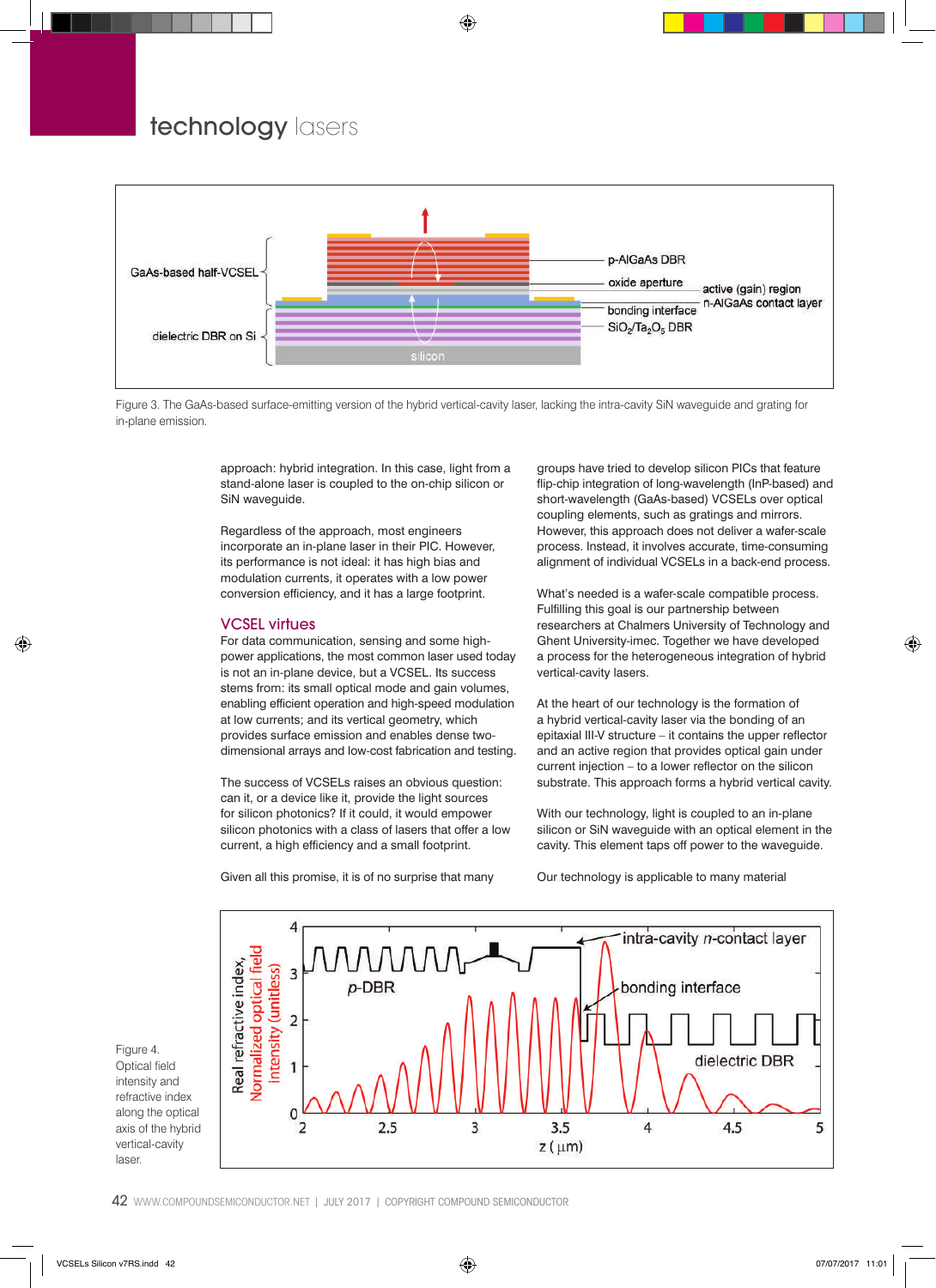Figure 3. The GaAs-based surface-emitting version of the hybrid vertical-cavity laser, lacking the intra-cavity SiN waveguide and grating for in-plane emission.

approach: hybrid integration. In this case, light from a stand-alone laser is coupled to the on-chip silicon or SiN waveguide.

Regardless of the approach, most engineers incorporate an in-plane laser in their PIC. However, its performance is not ideal: it has high bias and modulation currents, it operates with a low power conversion efficiency, and it has a large footprint.

## VCSEL virtues

For data communication, sensing and some high-power applications, the most common laser used today is not an in-plane device, but a VCSEL. Its success stems from: its small optical mode and gain volumes, enabling efficient operation and high-speed modulation at low currents; and its vertical geometry, which provides surface emission and enables dense two-dimensional arrays and low-cost fabrication and testing.

The success of VCSELs raises an obvious question: can it, or a device like it, provide the light sources for silicon photonics? If it could, it would empower silicon photonics with a class of lasers that offer a low current, a high efficiency and a small footprint.

Given all this promise, it is of no surprise that many groups have tried to develop silicon PICs that feature flip-chip integration of long-wavelength (InP-based) and short-wavelength (GaAs-based) VCSELs over optical coupling elements, such as gratings and mirrors. However, this approach does not deliver a wafer-scale process. Instead, it involves accurate, time-consuming alignment of individual VCSELs in a back-end process.

What's needed is a wafer-scale compatible process. Fulfilling this goal is our partnership between researchers at Chalmers University of Technology and Ghent University-imec. Together we have developed a process for the heterogeneous integration of hybrid vertical-cavity lasers.

At the heart of our technology is the formation of a hybrid vertical-cavity laser via the bonding of an epitaxial III-V structure – it contains the upper reflector and an active region that provides optical gain under current injection – to a lower reflector on the silicon substrate. This approach forms a hybrid vertical cavity.

With our technology, light is coupled to an in-plane silicon or SiN waveguide with an optical element in the cavity. This element taps off power to the waveguide.

Our technology is applicable to many material

Figure 4. Optical field intensity and refractive index along the optical axis of the hybrid vertical-cavity laser.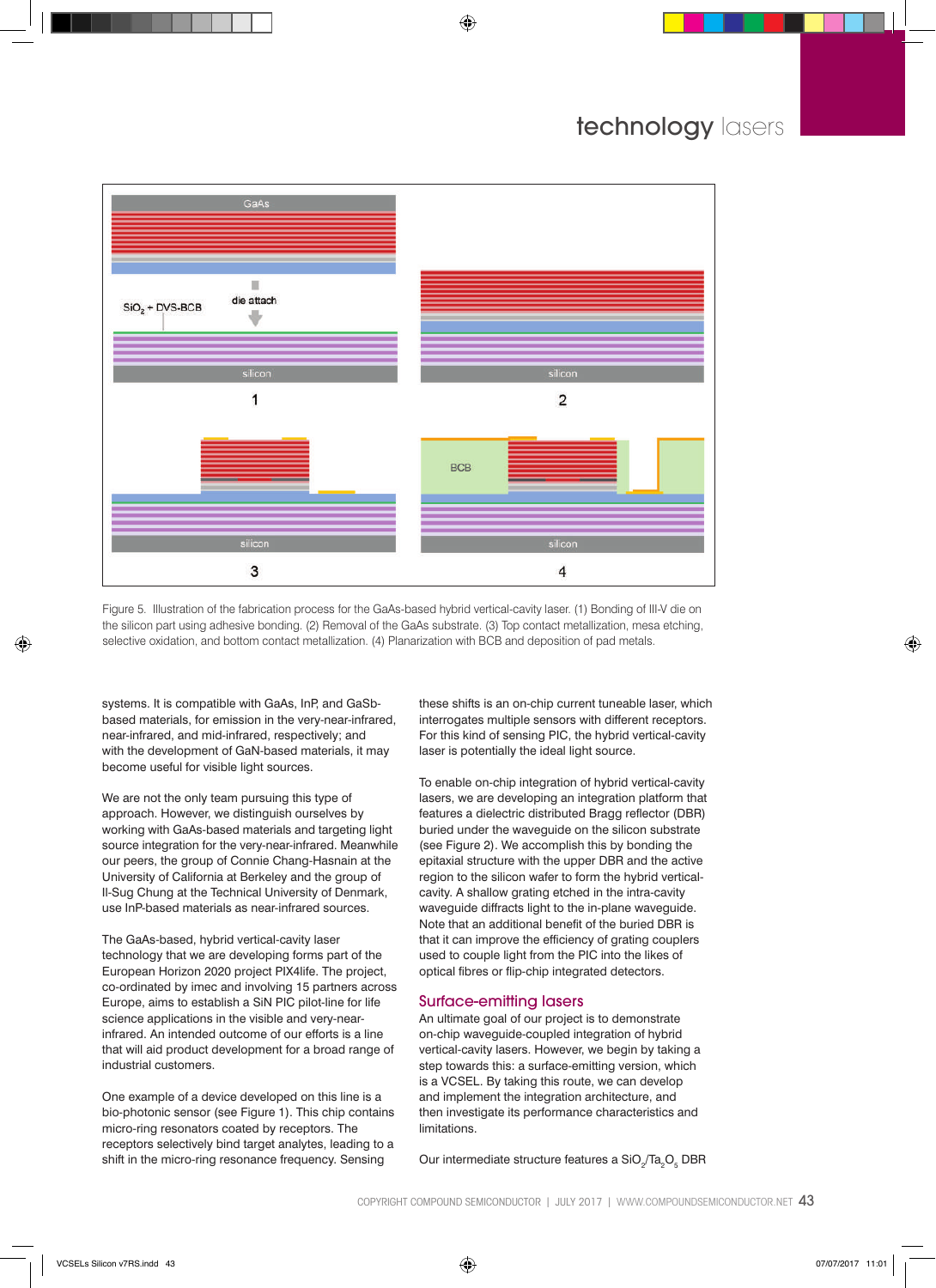Figure 5. Illustration of the fabrication process for the GaAs-based hybrid vertical-cavity laser. (1) Bonding of III-V die on the silicon part using adhesive bonding. (2) Removal of the GaAs substrate. (3) Top contact metallization, mesa etching, selective oxidation, and bottom contact metallization. (4) Planarization with BCB and deposition of pad metals.

systems. It is compatible with GaAs, InP, and GaSb-based materials, for emission in the very-near-infrared, near-infrared, and mid-infrared, respectively; and with the development of GaN-based materials, it may become useful for visible light sources.

We are not the only team pursuing this type of approach. However, we distinguish ourselves by working with GaAs-based materials and targeting light source integration for the very-near-infrared. Meanwhile our peers, the group of Connie Chang-Hasnain at the University of California at Berkeley and the group of Il-Sug Chung at the Technical University of Denmark, use InP-based materials as near-infrared sources.

The GaAs-based, hybrid vertical-cavity laser technology that we are developing forms part of the European Horizon 2020 project PIX4life. The project, co-ordinated by imec and involving 15 partners across Europe, aims to establish a SiN PIC pilot-line for life science applications in the visible and very-near-infrared. An intended outcome of our efforts is a line that will aid product development for a broad range of industrial customers.

One example of a device developed on this line is a bio-photonic sensor (see Figure 1). This chip contains micro-ring resonators coated by receptors. The receptors selectively bind target analytes, leading to a shift in the micro-ring resonance frequency. Sensing these shifts is an on-chip current tuneable laser, which interrogates multiple sensors with different receptors. For this kind of sensing PIC, the hybrid vertical-cavity laser is potentially the ideal light source.

To enable on-chip integration of hybrid vertical-cavity lasers, we are developing an integration platform that features a dielectric distributed Bragg reflector (DBR) buried under the waveguide on the silicon substrate (see Figure 2). We accomplish this by bonding the epitaxial structure with the upper DBR and the active region to the silicon wafer to form the hybrid vertical-cavity. A shallow grating etched in the intra-cavity waveguide diffracts light to the in-plane waveguide. Note that an additional benefit of the buried DBR is that it can improve the efficiency of grating couplers used to couple light from the PIC into the likes of optical fibres or flip-chip integrated detectors.

## Surface-emitting lasers

An ultimate goal of our project is to demonstrate on-chip waveguide-coupled integration of hybrid vertical-cavity lasers. However, we begin by taking a step towards this: a surface-emitting version, which is a VCSEL. By taking this route, we can develop and implement the integration architecture, and then investigate its performance characteristics and limitations.

Our intermediate structure features a $SiO_2/Ta_2O_5$ DBR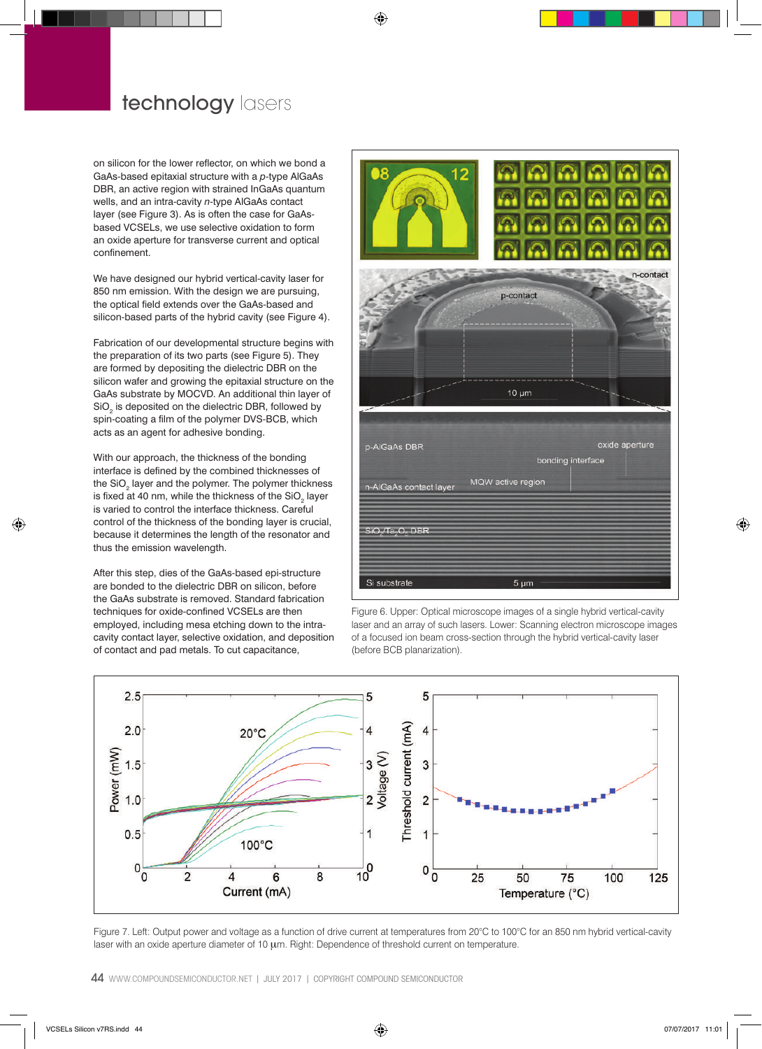on silicon for the lower reflector, on which we bond a GaAs-based epitaxial structure with a *p*-type AlGaAs DBR, an active region with strained InGaAs quantum wells, and an intra-cavity *n*-type AlGaAs contact layer (see Figure 3). As is often the case for GaAs-based VCSELs, we use selective oxidation to form an oxide aperture for transverse current and optical confinement.

We have designed our hybrid vertical-cavity laser for 850 nm emission. With the design we are pursuing, the optical field extends over the GaAs-based and silicon-based parts of the hybrid cavity (see Figure 4).

Fabrication of our developmental structure begins with the preparation of its two parts (see Figure 5). They are formed by depositing the dielectric DBR on the silicon wafer and growing the epitaxial structure on the GaAs substrate by MOCVD. An additional thin layer of $SiO_2$ is deposited on the dielectric DBR, followed by spin-coating a film of the polymer DVS-BCB, which acts as an agent for adhesive bonding.

With our approach, the thickness of the bonding interface is defined by the combined thicknesses of the $SiO_2$ layer and the polymer. The polymer thickness is fixed at 40 nm, while the thickness of the $SiO_2$ layer is varied to control the interface thickness. Careful control of the thickness of the bonding layer is crucial, because it determines the length of the resonator and thus the emission wavelength.

After this step, dies of the GaAs-based epi-structure are bonded to the dielectric DBR on silicon, before the GaAs substrate is removed. Standard fabrication techniques for oxide-confined VCSELs are then employed, including mesa etching down to the intra-cavity contact layer, selective oxidation, and deposition of contact and pad metals. To cut capacitance,

Figure 6. Upper: Optical microscope images of a single hybrid vertical-cavity laser and an array of such lasers. Lower: Scanning electron microscope images of a focused ion beam cross-section through the hybrid vertical-cavity laser (before BCB planarization).

Figure 7. Left: Output power and voltage as a function of drive current at temperatures from 20°C to 100°C for an 850 nm hybrid vertical-cavity laser with an oxide aperture diameter of 10 μm. Right: Dependence of threshold current on temperature.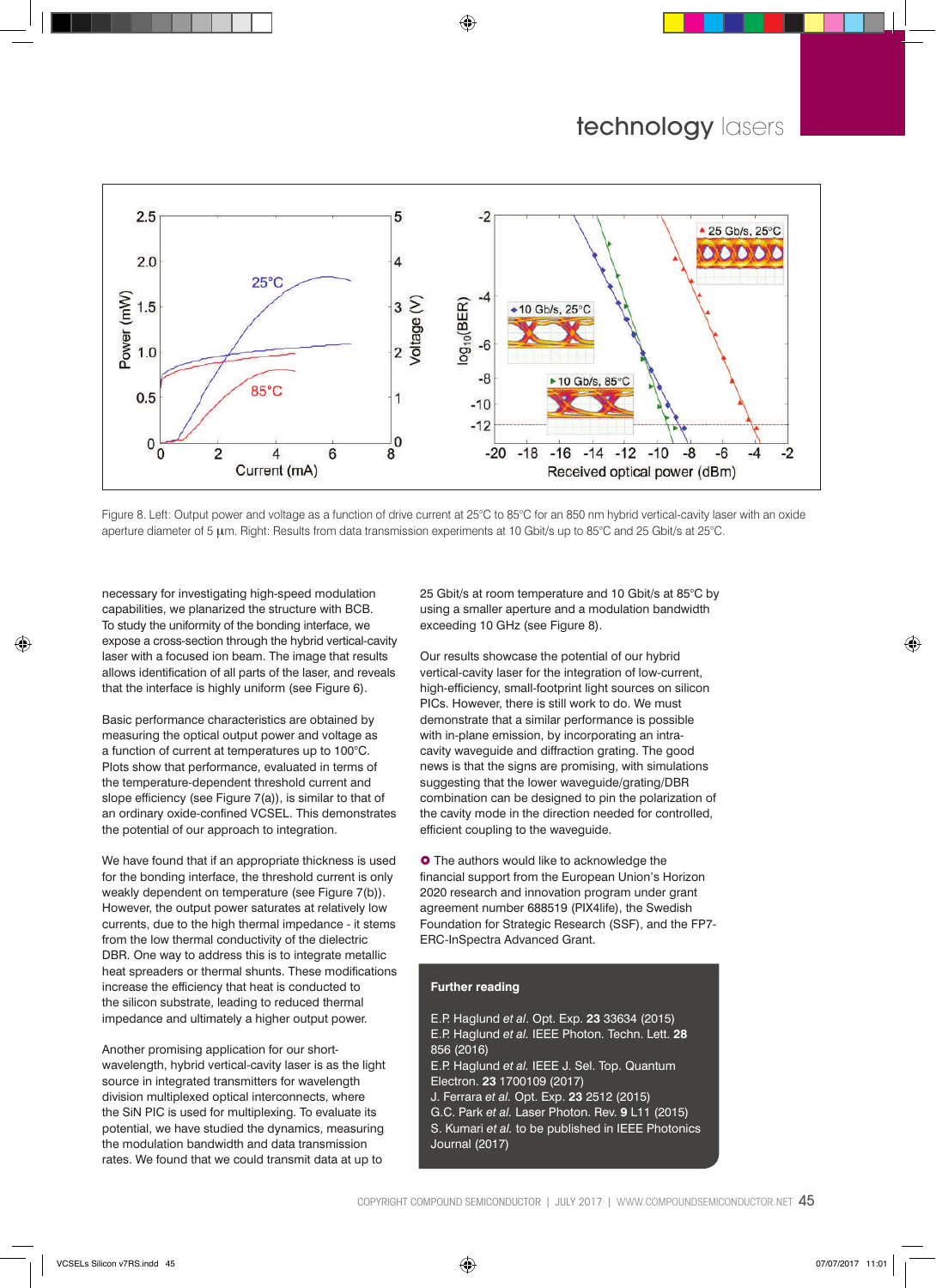2.5
2.0
1.5
1.0
0.5
0
Power (mW)
25°C
85°C
5
4
3
2
1
0
Voltage (V)
0
2
4
6
8
Current (mA)

-2
-4
-6
-8
-10
-12
$\log_{10}$(BER)
25 Gb/s, 25°C
10 Gb/s, 25°C
10 Gb/s, 85°C
-20 -18 -16 -14 -12 -10 -8 -6 -4 -2
Received optical power (dBm)

Figure 8. Left: Output power and voltage as a function of drive current at 25°C to 85°C for an 850 nm hybrid vertical-cavity laser with an oxide aperture diameter of 5 μm. Right: Results from data transmission experiments at 10 Gbit/s up to 85°C and 25 Gbit/s at 25°C.

necessary for investigating high-speed modulation capabilities, we planarized the structure with BCB. To study the uniformity of the bonding interface, we expose a cross-section through the hybrid vertical-cavity laser with a focused ion beam. The image that results allows identification of all parts of the laser, and reveals that the interface is highly uniform (see Figure 6).

Basic performance characteristics are obtained by measuring the optical output power and voltage as a function of current at temperatures up to 100°C. Plots show that performance, evaluated in terms of the temperature-dependent threshold current and slope efficiency (see Figure 7(a)), is similar to that of an ordinary oxide-confined VCSEL. This demonstrates the potential of our approach to integration.

We have found that if an appropriate thickness is used for the bonding interface, the threshold current is only weakly dependent on temperature (see Figure 7(b)). However, the output power saturates at relatively low currents, due to the high thermal impedance - it stems from the low thermal conductivity of the dielectric DBR. One way to address this is to integrate metallic heat spreaders or thermal shunts. These modifications increase the efficiency that heat is conducted to the silicon substrate, leading to reduced thermal impedance and ultimately a higher output power.

Another promising application for our short-wavelength, hybrid vertical-cavity laser is as the light source in integrated transmitters for wavelength division multiplexed optical interconnects, where the SiN PIC is used for multiplexing. To evaluate its potential, we have studied the dynamics, measuring the modulation bandwidth and data transmission rates. We found that we could transmit data at up to 25 Gbit/s at room temperature and 10 Gbit/s at 85°C by using a smaller aperture and a modulation bandwidth exceeding 10 GHz (see Figure 8).

Our results showcase the potential of our hybrid vertical-cavity laser for the integration of low-current, high-efficiency, small-footprint light sources on silicon PICs. However, there is still work to do. We must demonstrate that a similar performance is possible with in-plane emission, by incorporating an intra-cavity waveguide and diffraction grating. The good news is that the signs are promising, with simulations suggesting that the lower waveguide/grating/DBR combination can be designed to pin the polarization of the cavity mode in the direction needed for controlled, efficient coupling to the waveguide.

The authors would like to acknowledge the financial support from the European Union's Horizon 2020 research and innovation program under grant agreement number 688519 (PIX4life), the Swedish Foundation for Strategic Research (SSF), and the FP7-ERC-InSpectra Advanced Grant.

**Further reading**

E.P. Haglund *et al.* Opt. Exp. **23** 33634 (2015)
E.P. Haglund *et al.* IEEE Photon. Techn. Lett. **28** 856 (2016)
E.P. Haglund *et al.* IEEE J. Sel. Top. Quantum Electron. **23** 1700109 (2017)
J. Ferrara *et al.* Opt. Exp. **23** 2512 (2015)
G.C. Park *et al.* Laser Photon. Rev. **9** L11 (2015)
S. Kumari *et al.* to be published in IEEE Photonics Journal (2017)